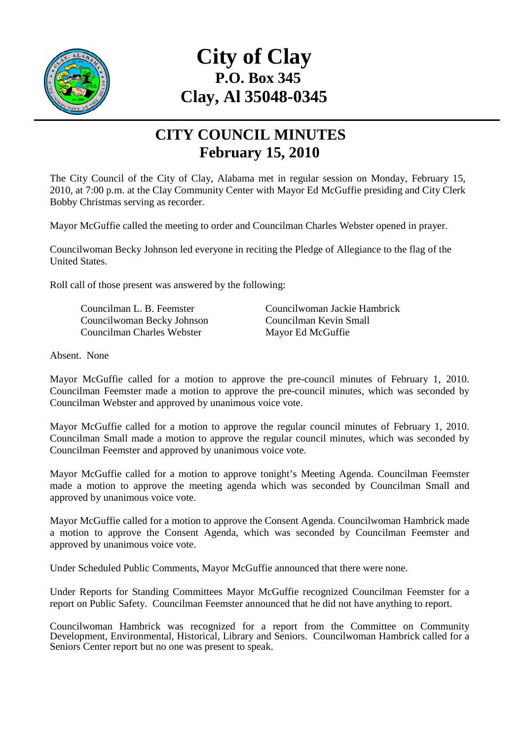# City of Clay
## P.O. Box 345
## Clay, Al 35048-0345

## CITY COUNCIL MINUTES
## February 15, 2010

The City Council of the City of Clay, Alabama met in regular session on Monday, February 15, 2010, at 7:00 p.m. at the Clay Community Center with Mayor Ed McGuffie presiding and City Clerk Bobby Christmas serving as recorder.

Mayor McGuffie called the meeting to order and Councilman Charles Webster opened in prayer.

Councilwoman Becky Johnson led everyone in reciting the Pledge of Allegiance to the flag of the United States.

Roll call of those present was answered by the following:

| | |
|---|---|
| Councilman L. B. Feemster | Councilwoman Jackie Hambrick |
| Councilwoman Becky Johnson | Councilman Kevin Small |
| Councilman Charles Webster | Mayor Ed McGuffie |

Absent. None

Mayor McGuffie called for a motion to approve the pre-council minutes of February 1, 2010. Councilman Feemster made a motion to approve the pre-council minutes, which was seconded by Councilman Webster and approved by unanimous voice vote.

Mayor McGuffie called for a motion to approve the regular council minutes of February 1, 2010. Councilman Small made a motion to approve the regular council minutes, which was seconded by Councilman Feemster and approved by unanimous voice vote.

Mayor McGuffie called for a motion to approve tonight's Meeting Agenda. Councilman Feemster made a motion to approve the meeting agenda which was seconded by Councilman Small and approved by unanimous voice vote.

Mayor McGuffie called for a motion to approve the Consent Agenda. Councilwoman Hambrick made a motion to approve the Consent Agenda, which was seconded by Councilman Feemster and approved by unanimous voice vote.

Under Scheduled Public Comments, Mayor McGuffie announced that there were none.

Under Reports for Standing Committees Mayor McGuffie recognized Councilman Feemster for a report on Public Safety. Councilman Feemster announced that he did not have anything to report.

Councilwoman Hambrick was recognized for a report from the Committee on Community Development, Environmental, Historical, Library and Seniors. Councilwoman Hambrick called for a Seniors Center report but no one was present to speak.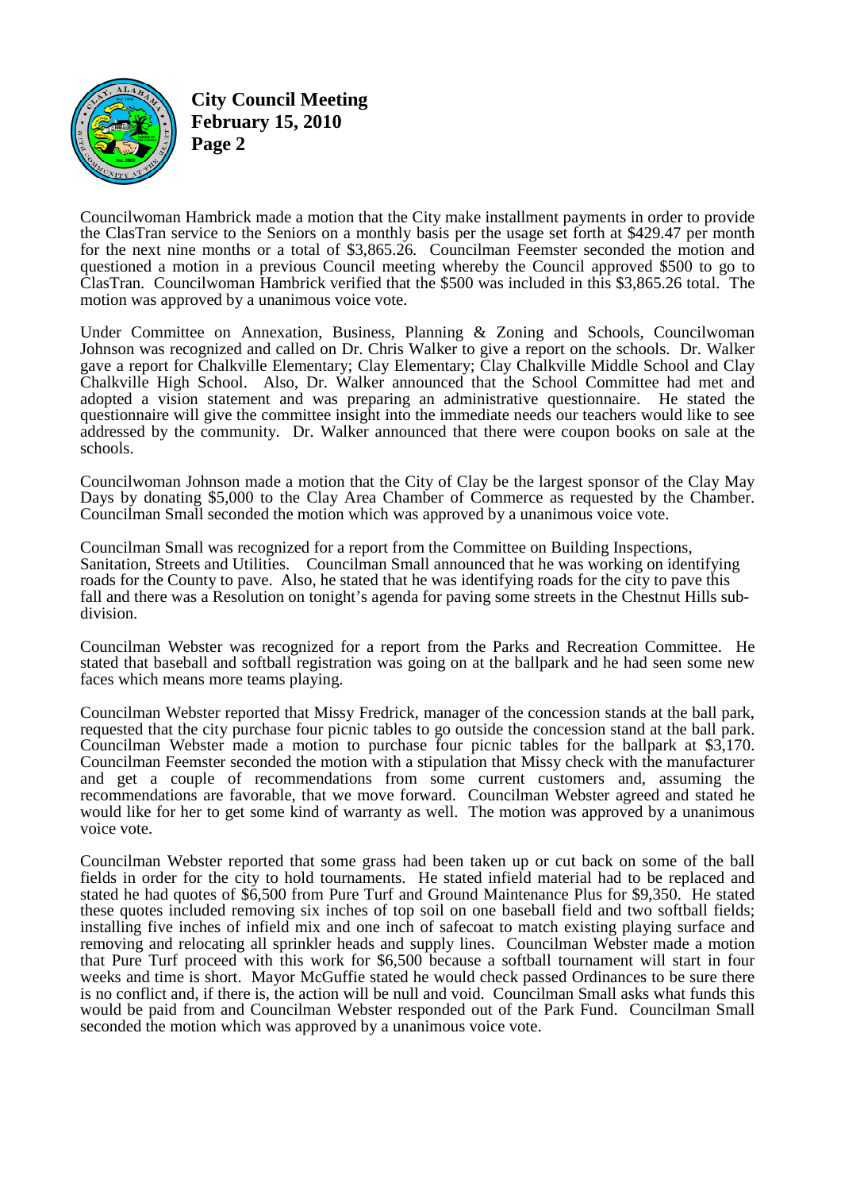Councilwoman Hambrick made a motion that the City make installment payments in order to provide the ClasTran service to the Seniors on a monthly basis per the usage set forth at $429.47 per month for the next nine months or a total of $3,865.26. Councilman Feemster seconded the motion and questioned a motion in a previous Council meeting whereby the Council approved $500 to go to ClasTran. Councilwoman Hambrick verified that the $500 was included in this $3,865.26 total. The motion was approved by a unanimous voice vote.

Under Committee on Annexation, Business, Planning & Zoning and Schools, Councilwoman Johnson was recognized and called on Dr. Chris Walker to give a report on the schools. Dr. Walker gave a report for Chalkville Elementary; Clay Elementary; Clay Chalkville Middle School and Clay Chalkville High School. Also, Dr. Walker announced that the School Committee had met and adopted a vision statement and was preparing an administrative questionnaire. He stated the questionnaire will give the committee insight into the immediate needs our teachers would like to see addressed by the community. Dr. Walker announced that there were coupon books on sale at the schools.

Councilwoman Johnson made a motion that the City of Clay be the largest sponsor of the Clay May Days by donating $5,000 to the Clay Area Chamber of Commerce as requested by the Chamber. Councilman Small seconded the motion which was approved by a unanimous voice vote.

Councilman Small was recognized for a report from the Committee on Building Inspections, Sanitation, Streets and Utilities. Councilman Small announced that he was working on identifying roads for the County to pave. Also, he stated that he was identifying roads for the city to pave this fall and there was a Resolution on tonight's agenda for paving some streets in the Chestnut Hills sub-division.

Councilman Webster was recognized for a report from the Parks and Recreation Committee. He stated that baseball and softball registration was going on at the ballpark and he had seen some new faces which means more teams playing.

Councilman Webster reported that Missy Fredrick, manager of the concession stands at the ball park, requested that the city purchase four picnic tables to go outside the concession stand at the ball park. Councilman Webster made a motion to purchase four picnic tables for the ballpark at $3,170. Councilman Feemster seconded the motion with a stipulation that Missy check with the manufacturer and get a couple of recommendations from some current customers and, assuming the recommendations are favorable, that we move forward. Councilman Webster agreed and stated he would like for her to get some kind of warranty as well. The motion was approved by a unanimous voice vote.

Councilman Webster reported that some grass had been taken up or cut back on some of the ball fields in order for the city to hold tournaments. He stated infield material had to be replaced and stated he had quotes of $6,500 from Pure Turf and Ground Maintenance Plus for $9,350. He stated these quotes included removing six inches of top soil on one baseball field and two softball fields; installing five inches of infield mix and one inch of safecoat to match existing playing surface and removing and relocating all sprinkler heads and supply lines. Councilman Webster made a motion that Pure Turf proceed with this work for $6,500 because a softball tournament will start in four weeks and time is short. Mayor McGuffie stated he would check passed Ordinances to be sure there is no conflict and, if there is, the action will be null and void. Councilman Small asks what funds this would be paid from and Councilman Webster responded out of the Park Fund. Councilman Small seconded the motion which was approved by a unanimous voice vote.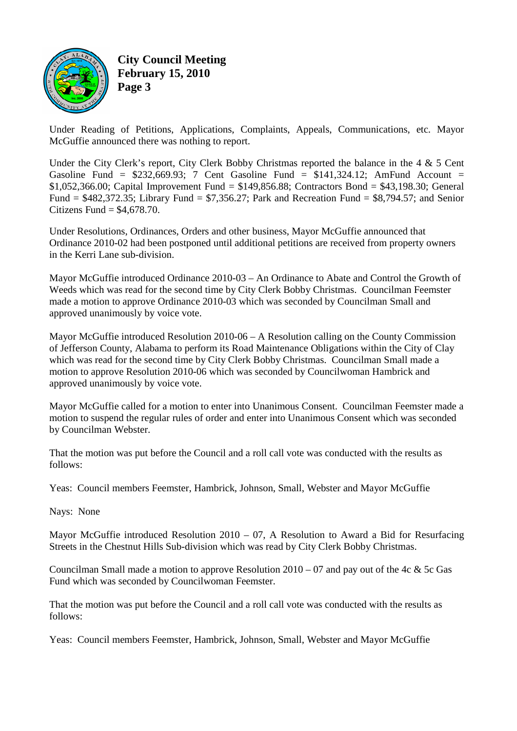Under Reading of Petitions, Applications, Complaints, Appeals, Communications, etc. Mayor McGuffie announced there was nothing to report.

Under the City Clerk's report, City Clerk Bobby Christmas reported the balance in the 4 & 5 Cent Gasoline Fund = $232,669.93; 7 Cent Gasoline Fund = $141,324.12; AmFund Account = $1,052,366.00; Capital Improvement Fund = $149,856.88; Contractors Bond = $43,198.30; General Fund = $482,372.35; Library Fund = $7,356.27; Park and Recreation Fund = $8,794.57; and Senior Citizens Fund = $4,678.70.

Under Resolutions, Ordinances, Orders and other business, Mayor McGuffie announced that Ordinance 2010-02 had been postponed until additional petitions are received from property owners in the Kerri Lane sub-division.

Mayor McGuffie introduced Ordinance 2010-03 – An Ordinance to Abate and Control the Growth of Weeds which was read for the second time by City Clerk Bobby Christmas. Councilman Feemster made a motion to approve Ordinance 2010-03 which was seconded by Councilman Small and approved unanimously by voice vote.

Mayor McGuffie introduced Resolution 2010-06 – A Resolution calling on the County Commission of Jefferson County, Alabama to perform its Road Maintenance Obligations within the City of Clay which was read for the second time by City Clerk Bobby Christmas. Councilman Small made a motion to approve Resolution 2010-06 which was seconded by Councilwoman Hambrick and approved unanimously by voice vote.

Mayor McGuffie called for a motion to enter into Unanimous Consent. Councilman Feemster made a motion to suspend the regular rules of order and enter into Unanimous Consent which was seconded by Councilman Webster.

That the motion was put before the Council and a roll call vote was conducted with the results as follows:

Yeas: Council members Feemster, Hambrick, Johnson, Small, Webster and Mayor McGuffie

Nays: None

Mayor McGuffie introduced Resolution 2010 – 07, A Resolution to Award a Bid for Resurfacing Streets in the Chestnut Hills Sub-division which was read by City Clerk Bobby Christmas.

Councilman Small made a motion to approve Resolution 2010 – 07 and pay out of the 4c & 5c Gas Fund which was seconded by Councilwoman Feemster.

That the motion was put before the Council and a roll call vote was conducted with the results as follows:

Yeas: Council members Feemster, Hambrick, Johnson, Small, Webster and Mayor McGuffie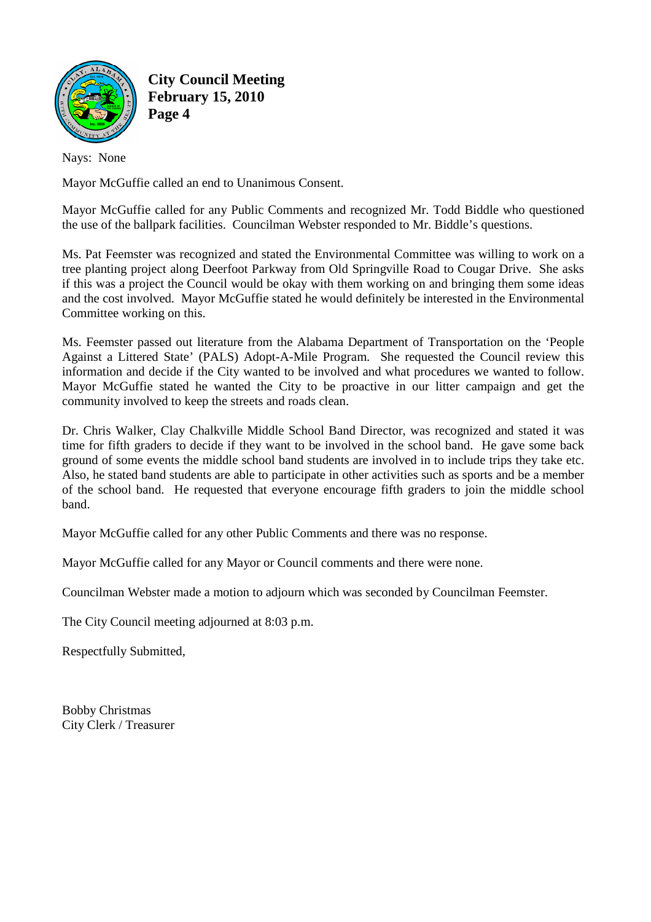Nays: None

Mayor McGuffie called an end to Unanimous Consent.

Mayor McGuffie called for any Public Comments and recognized Mr. Todd Biddle who questioned the use of the ballpark facilities. Councilman Webster responded to Mr. Biddle's questions.

Ms. Pat Feemster was recognized and stated the Environmental Committee was willing to work on a tree planting project along Deerfoot Parkway from Old Springville Road to Cougar Drive. She asks if this was a project the Council would be okay with them working on and bringing them some ideas and the cost involved. Mayor McGuffie stated he would definitely be interested in the Environmental Committee working on this.

Ms. Feemster passed out literature from the Alabama Department of Transportation on the 'People Against a Littered State' (PALS) Adopt-A-Mile Program. She requested the Council review this information and decide if the City wanted to be involved and what procedures we wanted to follow. Mayor McGuffie stated he wanted the City to be proactive in our litter campaign and get the community involved to keep the streets and roads clean.

Dr. Chris Walker, Clay Chalkville Middle School Band Director, was recognized and stated it was time for fifth graders to decide if they want to be involved in the school band. He gave some back ground of some events the middle school band students are involved in to include trips they take etc. Also, he stated band students are able to participate in other activities such as sports and be a member of the school band. He requested that everyone encourage fifth graders to join the middle school band.

Mayor McGuffie called for any other Public Comments and there was no response.

Mayor McGuffie called for any Mayor or Council comments and there were none.

Councilman Webster made a motion to adjourn which was seconded by Councilman Feemster.

The City Council meeting adjourned at 8:03 p.m.

Respectfully Submitted,

Bobby Christmas
City Clerk / Treasurer